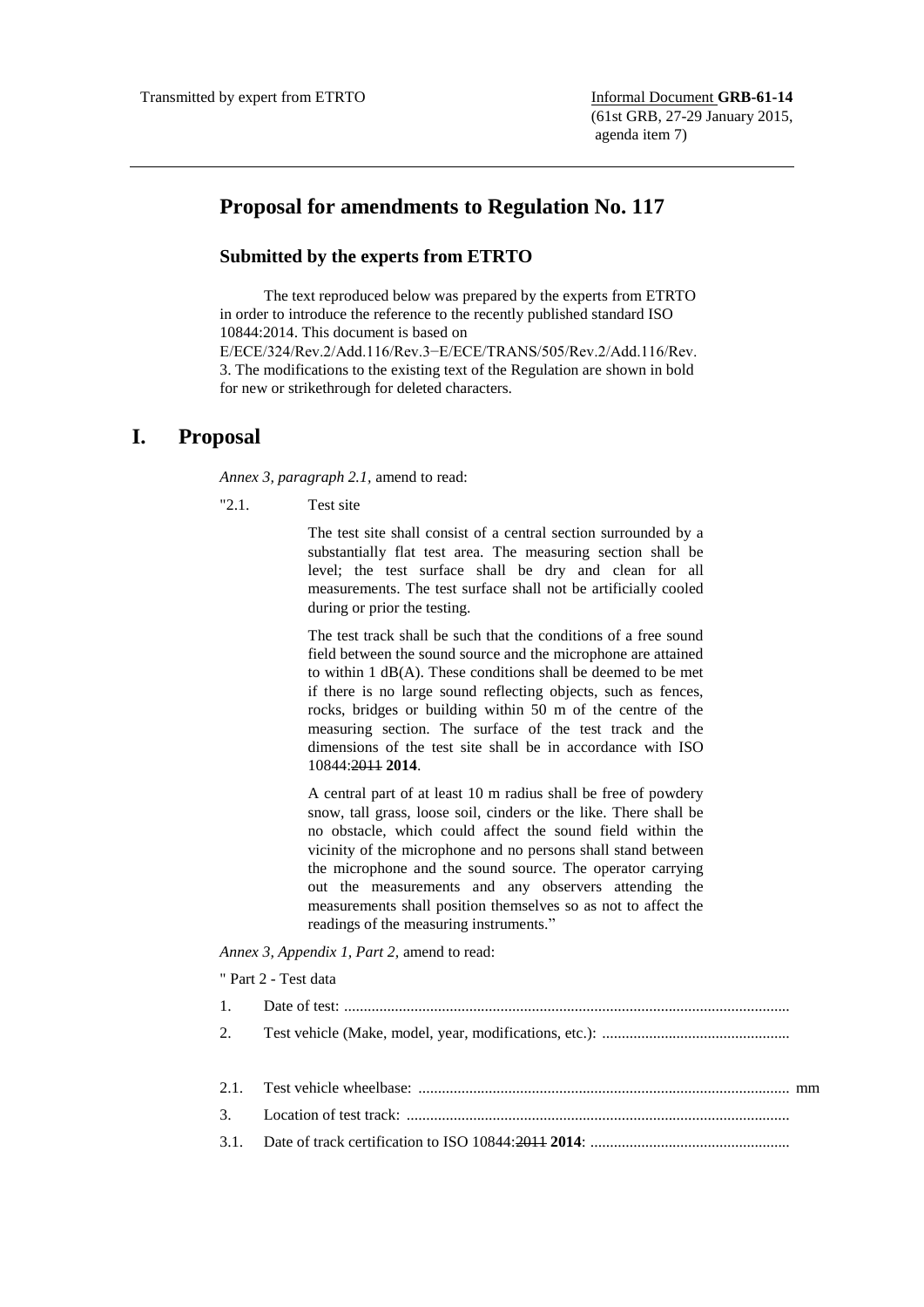Transmitted by expert from ETRTO

Informal Document **GRB-61-14**
(61st GRB, 27-29 January 2015, agenda item 7)

## Proposal for amendments to Regulation No. 117

### Submitted by the experts from ETRTO

The text reproduced below was prepared by the experts from ETRTO in order to introduce the reference to the recently published standard ISO 10844:2014. This document is based on E/ECE/324/Rev.2/Add.116/Rev.3−E/ECE/TRANS/505/Rev.2/Add.116/Rev.3. The modifications to the existing text of the Regulation are shown in bold for new or strikethrough for deleted characters.

# I. Proposal

*Annex 3, paragraph 2.1,* amend to read:

"2.1. Test site

The test site shall consist of a central section surrounded by a substantially flat test area. The measuring section shall be level; the test surface shall be dry and clean for all measurements. The test surface shall not be artificially cooled during or prior the testing.

The test track shall be such that the conditions of a free sound field between the sound source and the microphone are attained to within 1 dB(A). These conditions shall be deemed to be met if there is no large sound reflecting objects, such as fences, rocks, bridges or building within 50 m of the centre of the measuring section. The surface of the test track and the dimensions of the test site shall be in accordance with ISO 10844:~~2011~~ **2014**.

A central part of at least 10 m radius shall be free of powdery snow, tall grass, loose soil, cinders or the like. There shall be no obstacle, which could affect the sound field within the vicinity of the microphone and no persons shall stand between the microphone and the sound source. The operator carrying out the measurements and any observers attending the measurements shall position themselves so as not to affect the readings of the measuring instruments."

*Annex 3, Appendix 1, Part 2,* amend to read:

" Part 2 - Test data

1. Date of test: ....................................................................................................................

2. Test vehicle (Make, model, year, modifications, etc.): ................................................

2.1. Test vehicle wheelbase: ............................................................................................ mm

3. Location of test track: ...................................................................................................

3.1. Date of track certification to ISO 10844:~~2011~~ **2014**: ..................................................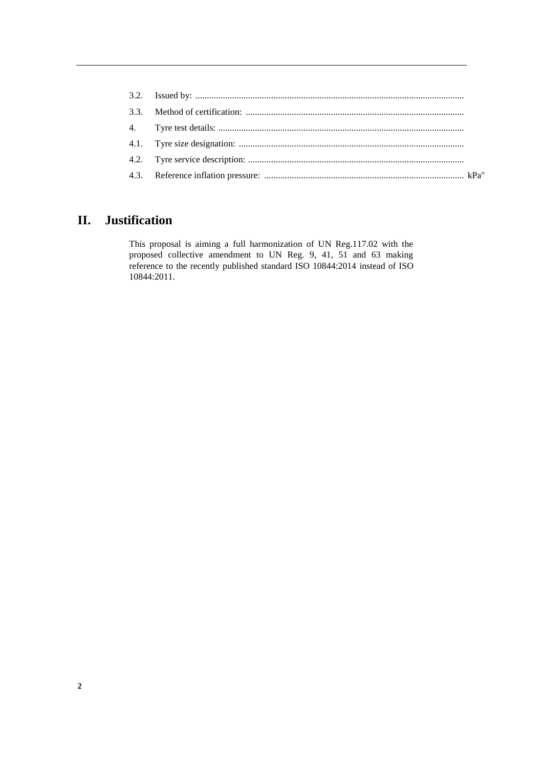3.2. Issued by: ....................................................................................................................

3.3. Method of certification: ..............................................................................................

4. Tyre test details: ..........................................................................................................

4.1. Tyre size designation: .................................................................................................

4.2. Tyre service description: .............................................................................................

4.3. Reference inflation pressure: ...................................................................................... kPa"

# II. Justification

This proposal is aiming a full harmonization of UN Reg.117.02 with the proposed collective amendment to UN Reg. 9, 41, 51 and 63 making reference to the recently published standard ISO 10844:2014 instead of ISO 10844:2011.